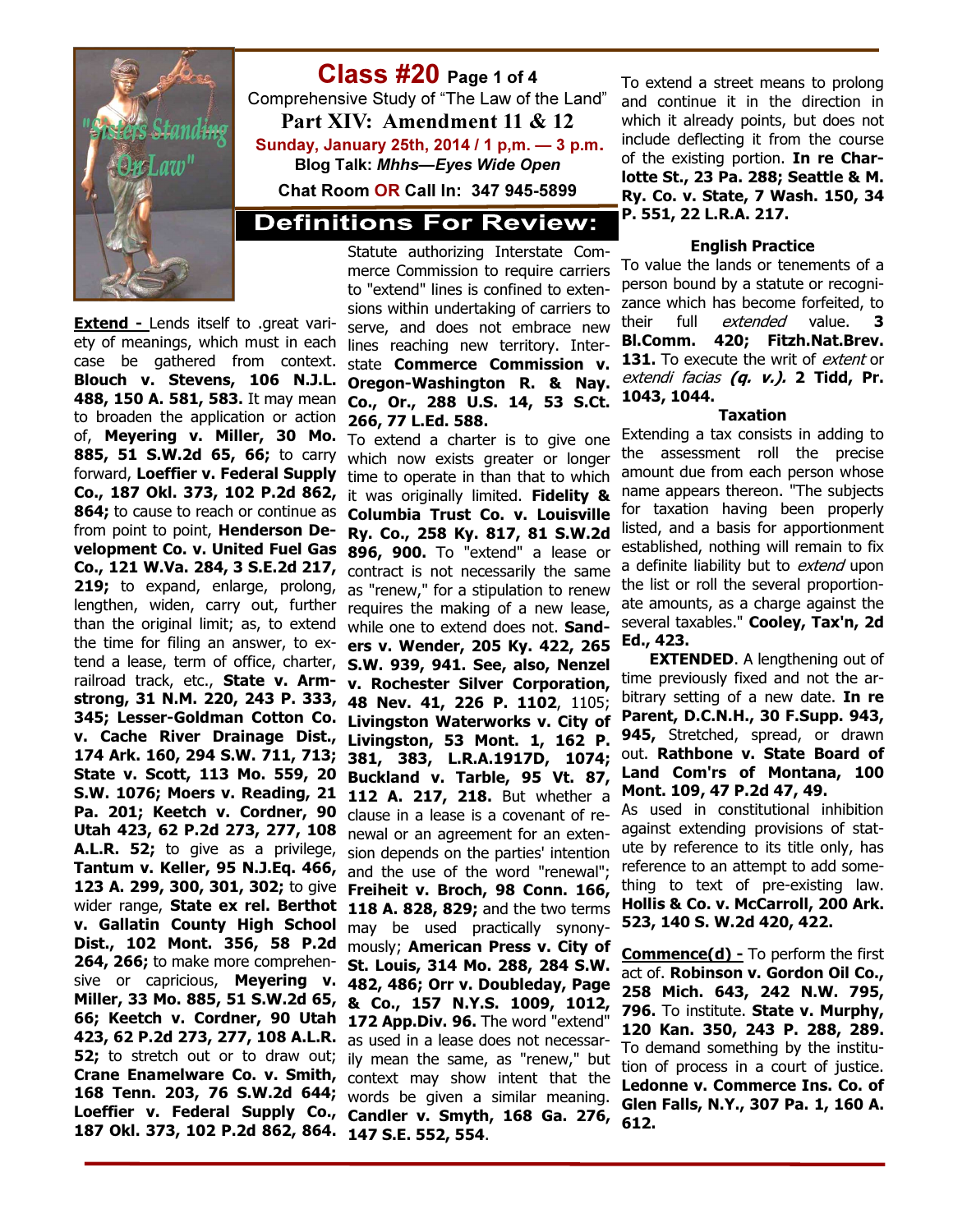# Class #20 Page 1 of 4

Comprehensive Study of "The Law of the Land"

## Part XIV: Amendment 11 & 12

**Sunday, January 25th, 2014 / 1 p,m. — 3 p.m.**

**Blog Talk: *Mhhs—Eyes Wide Open***

**Chat Room OR Call In: 347 945-5899**

## Definitions For Review:

**Extend -** Lends itself to .great variety of meanings, which must in each case be gathered from context. **Blouch v. Stevens, 106 N.J.L. 488, 150 A. 581, 583.** It may mean to broaden the application or action of, **Meyering v. Miller, 30 Mo. 885, 51 S.W.2d 65, 66;** to carry forward, **Loeffier v. Federal Supply Co., 187 Okl. 373, 102 P.2d 862, 864;** to cause to reach or continue as from point to point, **Henderson Development Co. v. United Fuel Gas Co., 121 W.Va. 284, 3 S.E.2d 217, 219;** to expand, enlarge, prolong, lengthen, widen, carry out, further than the original limit; as, to extend the time for filing an answer, to extend a lease, term of office, charter, railroad track, etc., **State v. Armstrong, 31 N.M. 220, 243 P. 333, 345; Lesser-Goldman Cotton Co. v. Cache River Drainage Dist., 174 Ark. 160, 294 S.W. 711, 713; State v. Scott, 113 Mo. 559, 20 S.W. 1076; Moers v. Reading, 21 Pa. 201; Keetch v. Cordner, 90 Utah 423, 62 P.2d 273, 277, 108 A.L.R. 52;** to give as a privilege, **Tantum v. Keller, 95 N.J.Eq. 466, 123 A. 299, 300, 301, 302;** to give wider range, **State ex rel. Berthot v. Gallatin County High School Dist., 102 Mont. 356, 58 P.2d 264, 266;** to make more comprehensive or capricious, **Meyering v. Miller, 33 Mo. 885, 51 S.W.2d 65, 66; Keetch v. Cordner, 90 Utah 423, 62 P.2d 273, 277, 108 A.L.R. 52;** to stretch out or to draw out; **Crane Enamelware Co. v. Smith, 168 Tenn. 203, 76 S.W.2d 644; Loeffier v. Federal Supply Co., 187 Okl. 373, 102 P.2d 862, 864.** Statute authorizing Interstate Commerce Commission to require carriers to "extend" lines is confined to extensions within undertaking of carriers to serve, and does not embrace new lines reaching new territory. Interstate **Commerce Commission v. Oregon-Washington R. & Nay. Co., Or., 288 U.S. 14, 53 S.Ct. 266, 77 L.Ed. 588.**

To extend a charter is to give one which now exists greater or longer time to operate in than that to which it was originally limited. **Fidelity & Columbia Trust Co. v. Louisville Ry. Co., 258 Ky. 817, 81 S.W.2d 896, 900.** To "extend" a lease or contract is not necessarily the same as "renew," for a stipulation to renew requires the making of a new lease, while one to extend does not. **Sanders v. Wender, 205 Ky. 422, 265 S.W. 939, 941. See, also, Nenzel v. Rochester Silver Corporation, 48 Nev. 41, 226 P. 1102**, 1105; **Livingston Waterworks v. City of Livingston, 53 Mont. 1, 162 P. 381, 383, L.R.A.1917D, 1074; Buckland v. Tarble, 95 Vt. 87, 112 A. 217, 218.** But whether a clause in a lease is a covenant of renewal or an agreement for an extension depends on the parties' intention and the use of the word "renewal"; **Freiheit v. Broch, 98 Conn. 166, 118 A. 828, 829;** and the two terms may be used practically synonymously; **American Press v. City of St. Louis, 314 Mo. 288, 284 S.W. 482, 486; Orr v. Doubleday, Page & Co., 157 N.Y.S. 1009, 1012, 172 App.Div. 96.** The word "extend" as used in a lease does not necessarily mean the same, as "renew," but context may show intent that the words be given a similar meaning. **Candler v. Smyth, 168 Ga. 276, 147 S.E. 552, 554**.

To extend a street means to prolong and continue it in the direction in which it already points, but does not include deflecting it from the course of the existing portion. **In re Charlotte St., 23 Pa. 288; Seattle & M. Ry. Co. v. State, 7 Wash. 150, 34 P. 551, 22 L.R.A. 217.**

### English Practice

To value the lands or tenements of a person bound by a statute or recognizance which has become forfeited, to their full *extended* value. **3 Bl.Comm. 420; Fitzh.Nat.Brev. 131.** To execute the writ of *extent* or *extendi facias* ***(q. v.).*** **2 Tidd, Pr. 1043, 1044.**

### Taxation

Extending a tax consists in adding to the assessment roll the precise amount due from each person whose name appears thereon. "The subjects for taxation having been properly listed, and a basis for apportionment established, nothing will remain to fix a definite liability but to *extend* upon the list or roll the several proportionate amounts, as a charge against the several taxables." **Cooley, Tax'n, 2d Ed., 423.**

**EXTENDED**. A lengthening out of time previously fixed and not the arbitrary setting of a new date. **In re Parent, D.C.N.H., 30 F.Supp. 943, 945,** Stretched, spread, or drawn out. **Rathbone v. State Board of Land Com'rs of Montana, 100 Mont. 109, 47 P.2d 47, 49.** As used in constitutional inhibition against extending provisions of statute by reference to its title only, has reference to an attempt to add something to text of pre-existing law. **Hollis & Co. v. McCarroll, 200 Ark. 523, 140 S. W.2d 420, 422.**

**Commence(d) -** To perform the first act of. **Robinson v. Gordon Oil Co., 258 Mich. 643, 242 N.W. 795, 796.** To institute. **State v. Murphy, 120 Kan. 350, 243 P. 288, 289.** To demand something by the institution of process in a court of justice. **Ledonne v. Commerce Ins. Co. of Glen Falls, N.Y., 307 Pa. 1, 160 A. 612.**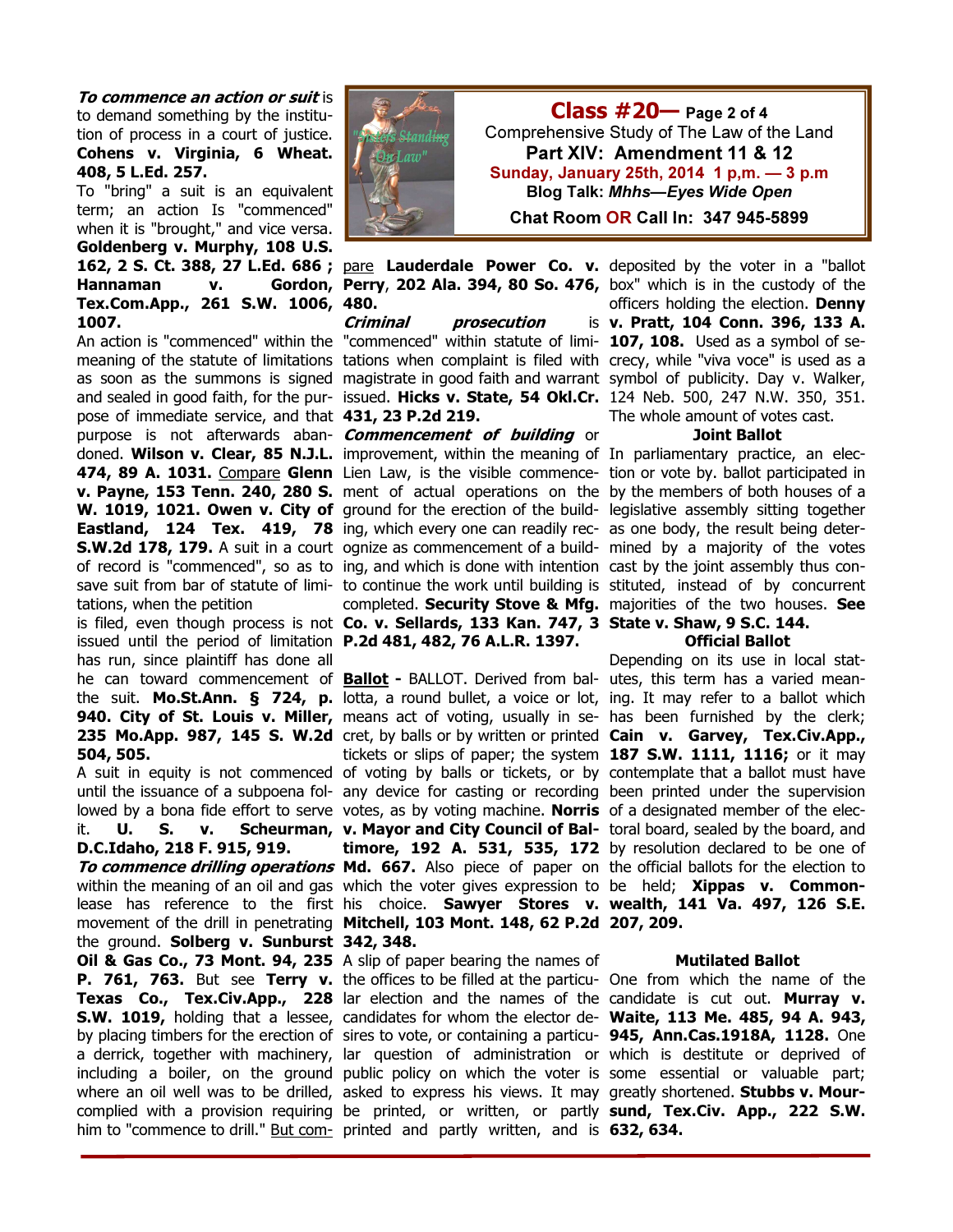***To commence an action or suit*** is to demand something by the institution of process in a court of justice. **Cohens v. Virginia, 6 Wheat. 408, 5 L.Ed. 257.**

To "bring" a suit is an equivalent term; an action Is "commenced" when it is "brought," and vice versa. **Goldenberg v. Murphy, 108 U.S. 162, 2 S. Ct. 388, 27 L.Ed. 686 ; Hannaman v. Gordon, Tex.Com.App., 261 S.W. 1006, 1007.**

An action is "commenced" within the meaning of the statute of limitations as soon as the summons is signed and sealed in good faith, for the purpose of immediate service, and that purpose is not afterwards abandoned. **Wilson v. Clear, 85 N.J.L. 474, 89 A. 1031.** Compare **Glenn v. Payne, 153 Tenn. 240, 280 S. W. 1019, 1021. Owen v. City of Eastland, 124 Tex. 419, 78 S.W.2d 178, 179.** A suit in a court of record is "commenced", so as to save suit from bar of statute of limitations, when the petition is filed, even though process is not issued until the period of limitation has run, since plaintiff has done all he can toward commencement of the suit. **Mo.St.Ann. § 724, p. 940. City of St. Louis v. Miller, 235 Mo.App. 987, 145 S. W.2d 504, 505.**

A suit in equity is not commenced until the issuance of a subpoena followed by a bona fide effort to serve it. **U. S. v. Scheurman, D.C.Idaho, 218 F. 915, 919.**

***To commence drilling operations*** within the meaning of an oil and gas lease has reference to the first movement of the drill in penetrating the ground. **Solberg v. Sunburst Oil & Gas Co., 73 Mont. 94, 235 P. 761, 763.** But see **Terry v. Texas Co., Tex.Civ.App., 228 S.W. 1019,** holding that a lessee, by placing timbers for the erection of a derrick, together with machinery, including a boiler, on the ground where an oil well was to be drilled, complied with a provision requiring him to "commence to drill." But compare **Lauderdale Power Co. v. Perry, 202 Ala. 394, 80 So. 476, 480.**

***Criminal prosecution*** is "commenced" within statute of limitations when complaint is filed with magistrate in good faith and warrant issued. **Hicks v. State, 54 Okl.Cr. 431, 23 P.2d 219.**

***Commencement of building*** or improvement, within the meaning of Lien Law, is the visible commencement of actual operations on the ground for the erection of the building, which every one can readily recognize as commencement of a building, and which is done with intention to continue the work until building is completed. **Security Stove & Mfg. Co. v. Sellards, 133 Kan. 747, 3 P.2d 481, 482, 76 A.L.R. 1397.**

**Ballot -** BALLOT. Derived from ballotta, a round bullet, a voice or lot, means act of voting, usually in secret, by balls or by written or printed tickets or slips of paper; the system of voting by balls or tickets, or by any device for casting or recording votes, as by voting machine. **Norris v. Mayor and City Council of Baltimore, 192 A. 531, 535, 172 Md. 667.** Also piece of paper on which the voter gives expression to his choice. **Sawyer Stores v. Mitchell, 103 Mont. 148, 62 P.2d 342, 348.**

A slip of paper bearing the names of the offices to be filled at the particular election and the names of the candidates for whom the elector desires to vote, or containing a particular question of administration or public policy on which the voter is asked to express his views. It may be printed, or written, or partly printed and partly written, and is deposited by the voter in a "ballot box" which is in the custody of the officers holding the election. **Denny v. Pratt, 104 Conn. 396, 133 A. 107, 108.** Used as a symbol of secrecy, while "viva voce" is used as a symbol of publicity. Day v. Walker, 124 Neb. 500, 247 N.W. 350, 351. The whole amount of votes cast.

### Joint Ballot

In parliamentary practice, an election or vote by. ballot participated in by the members of both houses of a legislative assembly sitting together as one body, the result being determined by a majority of the votes cast by the joint assembly thus constituted, instead of by concurrent majorities of the two houses. **See State v. Shaw, 9 S.C. 144.**

### Official Ballot

Depending on its use in local statutes, this term has a varied meaning. It may refer to a ballot which has been furnished by the clerk; **Cain v. Garvey, Tex.Civ.App., 187 S.W. 1111, 1116;** or it may contemplate that a ballot must have been printed under the supervision of a designated member of the electoral board, sealed by the board, and by resolution declared to be one of the official ballots for the election to be held; **Xippas v. Commonwealth, 141 Va. 497, 126 S.E. 207, 209.**

### Mutilated Ballot

One from which the name of the candidate is cut out. **Murray v. Waite, 113 Me. 485, 94 A. 943, 945, Ann.Cas.1918A, 1128.** One which is destitute or deprived of some essential or valuable part; greatly shortened. **Stubbs v. Moursund, Tex.Civ. App., 222 S.W. 632, 634.**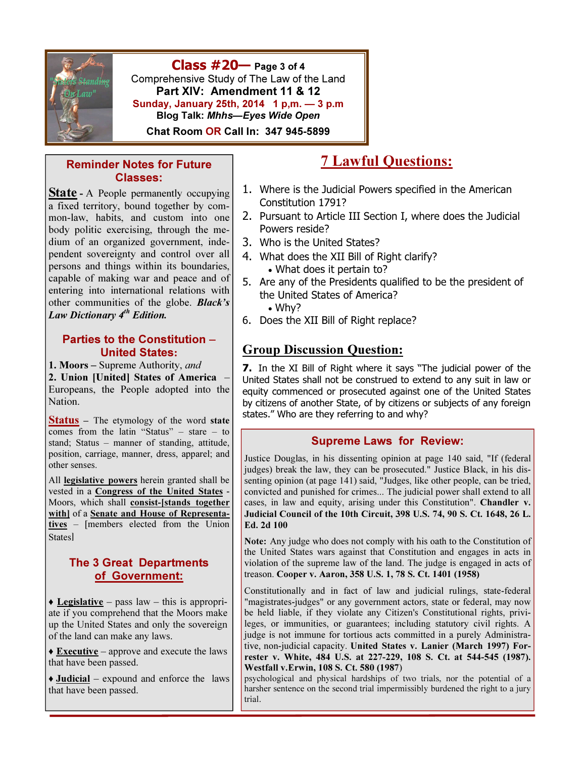# Class #20— Page 3 of 4

Comprehensive Study of The Law of the Land

**Part XIV: Amendment 11 & 12**

**Sunday, January 25th, 2014 1 p,m. — 3 p.m**

**Blog Talk: *Mhhs—Eyes Wide Open***

**Chat Room OR Call In: 347 945-5899**

## Reminder Notes for Future Classes:

**State** - A People permanently occupying a fixed territory, bound together by common-law, habits, and custom into one body politic exercising, through the medium of an organized government, independent sovereignty and control over all persons and things within its boundaries, capable of making war and peace and of entering into international relations with other communities of the globe. ***Black's Law Dictionary 4th Edition.***

## Parties to the Constitution – United States:

**1. Moors –** Supreme Authority, *and*

**2. Union [United] States of America** – Europeans, the People adopted into the Nation.

**Status** – The etymology of the word **state** comes from the latin "Status" – stare – to stand; Status – manner of standing, attitude, position, carriage, manner, dress, apparel; and other senses.

All **legislative powers** herein granted shall be vested in a **Congress of the United States** - Moors, which shall **consist-[stands together with]** of a **Senate and House of Representatives** – [members elected from the Union States]

## The 3 Great Departments of Government:

♦ **Legislative** – pass law – this is appropriate if you comprehend that the Moors make up the United States and only the sovereign of the land can make any laws.

♦ **Executive** – approve and execute the laws that have been passed.

♦ **Judicial** – expound and enforce the laws that have been passed.

## 7 Lawful Questions:

1. Where is the Judicial Powers specified in the American Constitution 1791?
2. Pursuant to Article III Section I, where does the Judicial Powers reside?
3. Who is the United States?
4. What does the XII Bill of Right clarify?
   - What does it pertain to?
5. Are any of the Presidents qualified to be the president of the United States of America?
   - Why?
6. Does the XII Bill of Right replace?

## Group Discussion Question:

**7.** In the XI Bill of Right where it says "The judicial power of the United States shall not be construed to extend to any suit in law or equity commenced or prosecuted against one of the United States by citizens of another State, of by citizens or subjects of any foreign states." Who are they referring to and why?

## Supreme Laws for Review:

Justice Douglas, in his dissenting opinion at page 140 said, "If (federal judges) break the law, they can be prosecuted." Justice Black, in his dissenting opinion (at page 141) said, "Judges, like other people, can be tried, convicted and punished for crimes... The judicial power shall extend to all cases, in law and equity, arising under this Constitution". **Chandler v. Judicial Council of the 10th Circuit, 398 U.S. 74, 90 S. Ct. 1648, 26 L. Ed. 2d 100**

**Note:** Any judge who does not comply with his oath to the Constitution of the United States wars against that Constitution and engages in acts in violation of the supreme law of the land. The judge is engaged in acts of treason. **Cooper v. Aaron, 358 U.S. 1, 78 S. Ct. 1401 (1958)**

Constitutionally and in fact of law and judicial rulings, state-federal "magistrates-judges" or any government actors, state or federal, may now be held liable, if they violate any Citizen's Constitutional rights, privileges, or immunities, or guarantees; including statutory civil rights. A judge is not immune for tortious acts committed in a purely Administrative, non-judicial capacity. **United States v. Lanier (March 1997) Forrester v. White, 484 U.S. at 227-229, 108 S. Ct. at 544-545 (1987). Westfall v.Erwin, 108 S. Ct. 580 (1987)**

psychological and physical hardships of two trials, nor the potential of a harsher sentence on the second trial impermissibly burdened the right to a jury trial.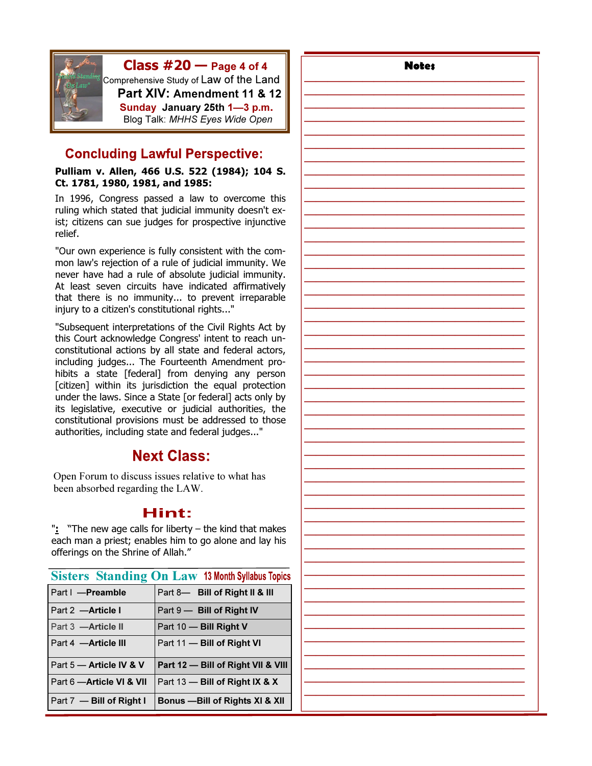# Class #20 — Page 4 of 4

Comprehensive Study of Law of the Land

**Part XIV: Amendment 11 & 12**

**Sunday January 25th 1—3 p.m.**

Blog Talk: *MHHS Eyes Wide Open*

## Concluding Lawful Perspective:

**Pulliam v. Allen, 466 U.S. 522 (1984); 104 S. Ct. 1781, 1980, 1981, and 1985:**

In 1996, Congress passed a law to overcome this ruling which stated that judicial immunity doesn't exist; citizens can sue judges for prospective injunctive relief.

"Our own experience is fully consistent with the common law's rejection of a rule of judicial immunity. We never have had a rule of absolute judicial immunity. At least seven circuits have indicated affirmatively that there is no immunity... to prevent irreparable injury to a citizen's constitutional rights..."

"Subsequent interpretations of the Civil Rights Act by this Court acknowledge Congress' intent to reach unconstitutional actions by all state and federal actors, including judges... The Fourteenth Amendment prohibits a state [federal] from denying any person [citizen] within its jurisdiction the equal protection under the laws. Since a State [or federal] acts only by its legislative, executive or judicial authorities, the constitutional provisions must be addressed to those authorities, including state and federal judges..."

## Next Class:

Open Forum to discuss issues relative to what has been absorbed regarding the LAW.

## Hint:

"**:** "The new age calls for liberty – the kind that makes each man a priest; enables him to go alone and lay his offerings on the Shrine of Allah."

**Sisters Standing On Law** 13 Month Syllabus Topics

| | |
|---|---|
| Part I —**Preamble** | Part 8— **Bill of Right II & III** |
| Part 2 —**Article I** | Part 9 — **Bill of Right IV** |
| Part 3 —**Article II** | Part 10 — **Bill Right V** |
| Part 4 —**Article III** | Part 11 — **Bill of Right VI** |
| Part 5 — **Article IV & V** | **Part 12 — Bill of Right VII & VIII** |
| Part 6 —**Article VI & VII** | Part 13 — **Bill of Right IX & X** |
| Part 7 — **Bill of Right I** | **Bonus —Bill of Rights XI & XII** |

**Notes**